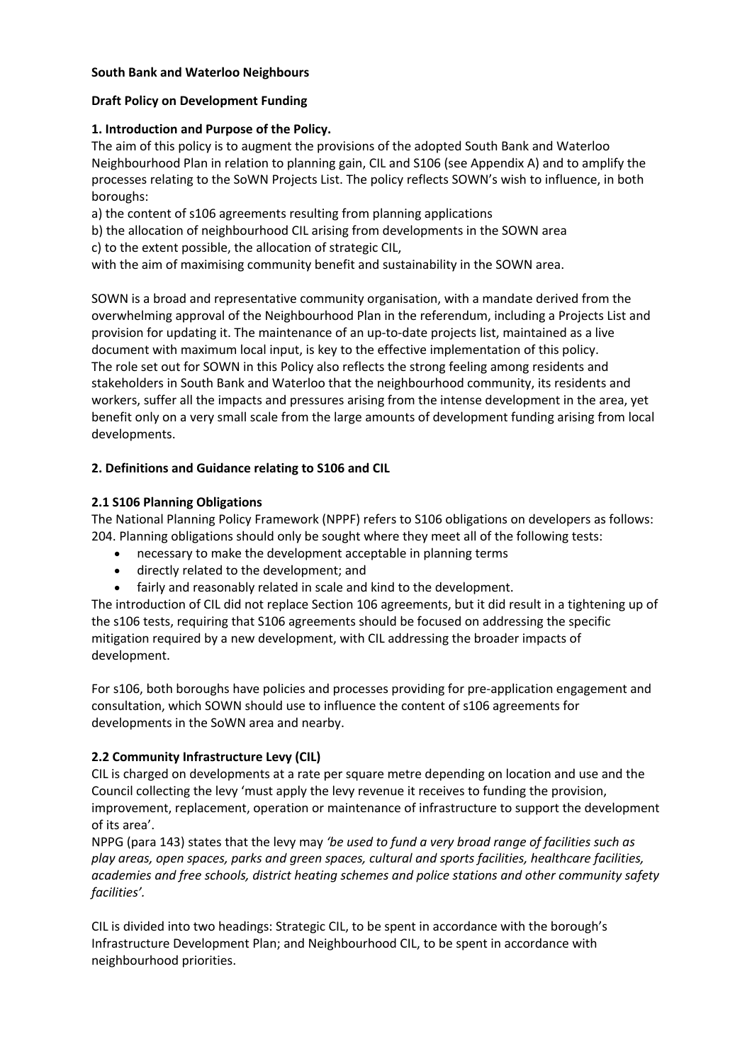**South Bank and Waterloo Neighbours**

**Draft Policy on Development Funding**

## 1. Introduction and Purpose of the Policy.

The aim of this policy is to augment the provisions of the adopted South Bank and Waterloo Neighbourhood Plan in relation to planning gain, CIL and S106 (see Appendix A) and to amplify the processes relating to the SoWN Projects List. The policy reflects SOWN's wish to influence, in both boroughs:

a) the content of s106 agreements resulting from planning applications
b) the allocation of neighbourhood CIL arising from developments in the SOWN area
c) to the extent possible, the allocation of strategic CIL,
with the aim of maximising community benefit and sustainability in the SOWN area.

SOWN is a broad and representative community organisation, with a mandate derived from the overwhelming approval of the Neighbourhood Plan in the referendum, including a Projects List and provision for updating it. The maintenance of an up-to-date projects list, maintained as a live document with maximum local input, is key to the effective implementation of this policy. The role set out for SOWN in this Policy also reflects the strong feeling among residents and stakeholders in South Bank and Waterloo that the neighbourhood community, its residents and workers, suffer all the impacts and pressures arising from the intense development in the area, yet benefit only on a very small scale from the large amounts of development funding arising from local developments.

## 2. Definitions and Guidance relating to S106 and CIL

### 2.1 S106 Planning Obligations

The National Planning Policy Framework (NPPF) refers to S106 obligations on developers as follows:
204. Planning obligations should only be sought where they meet all of the following tests:

- necessary to make the development acceptable in planning terms
- directly related to the development; and
- fairly and reasonably related in scale and kind to the development.

The introduction of CIL did not replace Section 106 agreements, but it did result in a tightening up of the s106 tests, requiring that S106 agreements should be focused on addressing the specific mitigation required by a new development, with CIL addressing the broader impacts of development.

For s106, both boroughs have policies and processes providing for pre-application engagement and consultation, which SOWN should use to influence the content of s106 agreements for developments in the SoWN area and nearby.

### 2.2 Community Infrastructure Levy (CIL)

CIL is charged on developments at a rate per square metre depending on location and use and the Council collecting the levy 'must apply the levy revenue it receives to funding the provision, improvement, replacement, operation or maintenance of infrastructure to support the development of its area'.

NPPG (para 143) states that the levy may *'be used to fund a very broad range of facilities such as play areas, open spaces, parks and green spaces, cultural and sports facilities, healthcare facilities, academies and free schools, district heating schemes and police stations and other community safety facilities'.*

CIL is divided into two headings: Strategic CIL, to be spent in accordance with the borough's Infrastructure Development Plan; and Neighbourhood CIL, to be spent in accordance with neighbourhood priorities.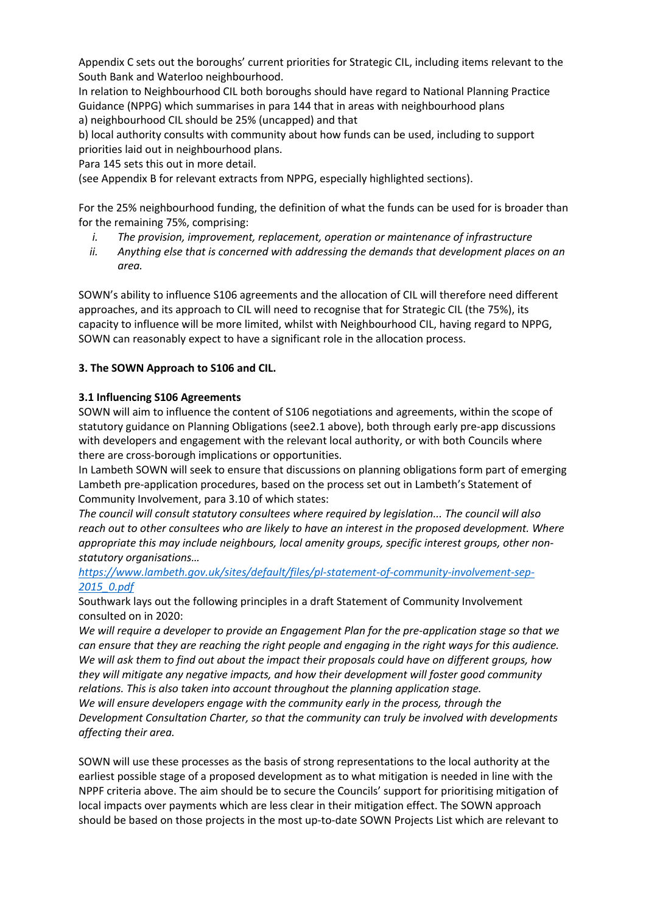Appendix C sets out the boroughs' current priorities for Strategic CIL, including items relevant to the South Bank and Waterloo neighbourhood.
In relation to Neighbourhood CIL both boroughs should have regard to National Planning Practice Guidance (NPPG) which summarises in para 144 that in areas with neighbourhood plans
a) neighbourhood CIL should be 25% (uncapped) and that
b) local authority consults with community about how funds can be used, including to support priorities laid out in neighbourhood plans.
Para 145 sets this out in more detail.
(see Appendix B for relevant extracts from NPPG, especially highlighted sections).

For the 25% neighbourhood funding, the definition of what the funds can be used for is broader than for the remaining 75%, comprising:

i. *The provision, improvement, replacement, operation or maintenance of infrastructure*
ii. *Anything else that is concerned with addressing the demands that development places on an area.*

SOWN's ability to influence S106 agreements and the allocation of CIL will therefore need different approaches, and its approach to CIL will need to recognise that for Strategic CIL (the 75%), its capacity to influence will be more limited, whilst with Neighbourhood CIL, having regard to NPPG, SOWN can reasonably expect to have a significant role in the allocation process.

**3. The SOWN Approach to S106 and CIL.**

**3.1 Influencing S106 Agreements**

SOWN will aim to influence the content of S106 negotiations and agreements, within the scope of statutory guidance on Planning Obligations (see2.1 above), both through early pre-app discussions with developers and engagement with the relevant local authority, or with both Councils where there are cross-borough implications or opportunities.
In Lambeth SOWN will seek to ensure that discussions on planning obligations form part of emerging Lambeth pre-application procedures, based on the process set out in Lambeth's Statement of Community Involvement, para 3.10 of which states:
*The council will consult statutory consultees where required by legislation... The council will also reach out to other consultees who are likely to have an interest in the proposed development. Where appropriate this may include neighbours, local amenity groups, specific interest groups, other non-statutory organisations…*
https://www.lambeth.gov.uk/sites/default/files/pl-statement-of-community-involvement-sep-2015_0.pdf
Southwark lays out the following principles in a draft Statement of Community Involvement consulted on in 2020:
*We will require a developer to provide an Engagement Plan for the pre-application stage so that we can ensure that they are reaching the right people and engaging in the right ways for this audience. We will ask them to find out about the impact their proposals could have on different groups, how they will mitigate any negative impacts, and how their development will foster good community relations. This is also taken into account throughout the planning application stage.*
*We will ensure developers engage with the community early in the process, through the Development Consultation Charter, so that the community can truly be involved with developments affecting their area.*

SOWN will use these processes as the basis of strong representations to the local authority at the earliest possible stage of a proposed development as to what mitigation is needed in line with the NPPF criteria above. The aim should be to secure the Councils' support for prioritising mitigation of local impacts over payments which are less clear in their mitigation effect. The SOWN approach should be based on those projects in the most up-to-date SOWN Projects List which are relevant to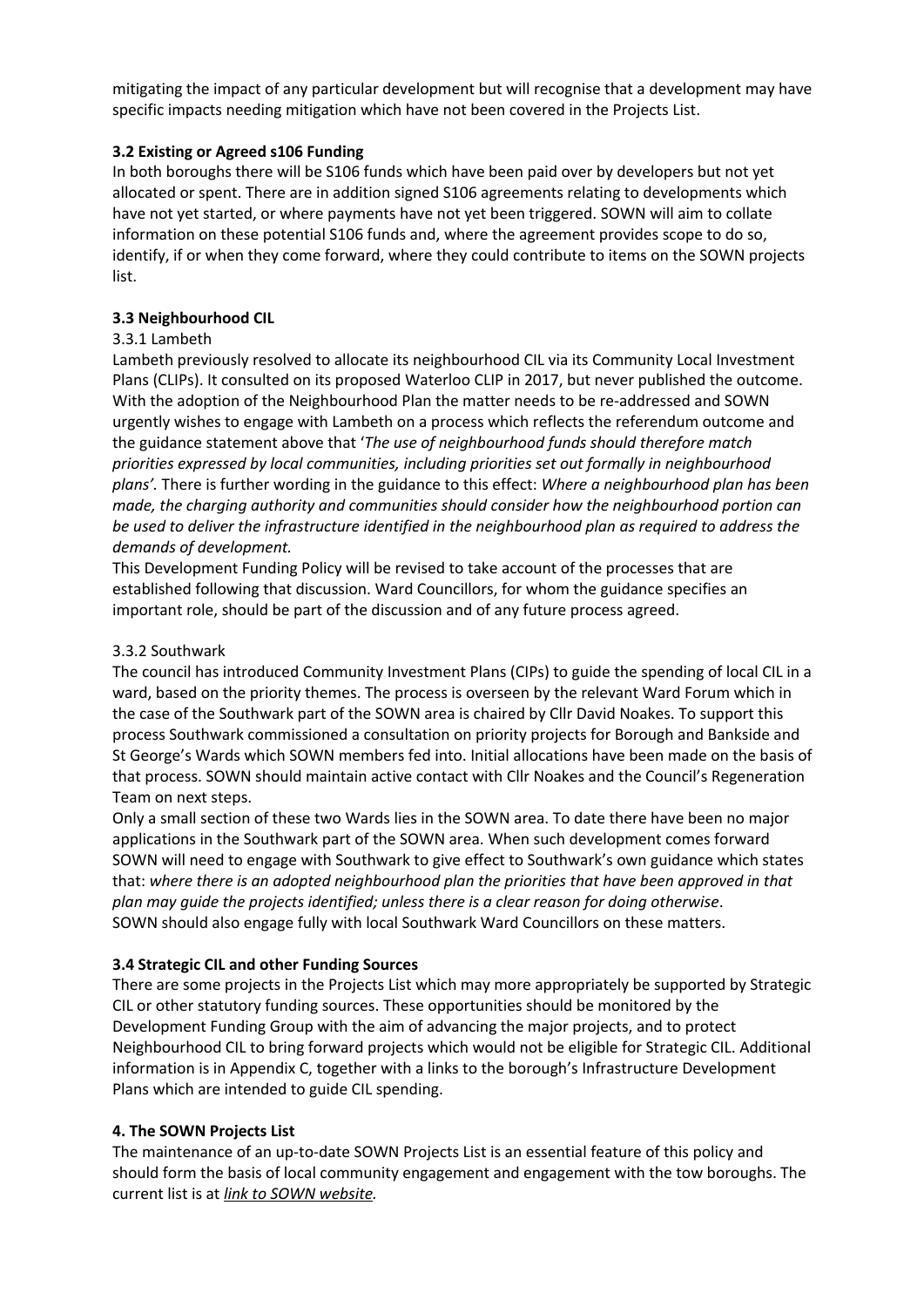mitigating the impact of any particular development but will recognise that a development may have specific impacts needing mitigation which have not been covered in the Projects List.

**3.2 Existing or Agreed s106 Funding**

In both boroughs there will be S106 funds which have been paid over by developers but not yet allocated or spent. There are in addition signed S106 agreements relating to developments which have not yet started, or where payments have not yet been triggered. SOWN will aim to collate information on these potential S106 funds and, where the agreement provides scope to do so, identify, if or when they come forward, where they could contribute to items on the SOWN projects list.

**3.3 Neighbourhood CIL**

3.3.1 Lambeth

Lambeth previously resolved to allocate its neighbourhood CIL via its Community Local Investment Plans (CLIPs). It consulted on its proposed Waterloo CLIP in 2017, but never published the outcome. With the adoption of the Neighbourhood Plan the matter needs to be re-addressed and SOWN urgently wishes to engage with Lambeth on a process which reflects the referendum outcome and the guidance statement above that '*The use of neighbourhood funds should therefore match priorities expressed by local communities, including priorities set out formally in neighbourhood plans'.* There is further wording in the guidance to this effect: *Where a neighbourhood plan has been made, the charging authority and communities should consider how the neighbourhood portion can be used to deliver the infrastructure identified in the neighbourhood plan as required to address the demands of development.*

This Development Funding Policy will be revised to take account of the processes that are established following that discussion. Ward Councillors, for whom the guidance specifies an important role, should be part of the discussion and of any future process agreed.

3.3.2 Southwark

The council has introduced Community Investment Plans (CIPs) to guide the spending of local CIL in a ward, based on the priority themes. The process is overseen by the relevant Ward Forum which in the case of the Southwark part of the SOWN area is chaired by Cllr David Noakes. To support this process Southwark commissioned a consultation on priority projects for Borough and Bankside and St George's Wards which SOWN members fed into. Initial allocations have been made on the basis of that process. SOWN should maintain active contact with Cllr Noakes and the Council's Regeneration Team on next steps.

Only a small section of these two Wards lies in the SOWN area. To date there have been no major applications in the Southwark part of the SOWN area. When such development comes forward SOWN will need to engage with Southwark to give effect to Southwark's own guidance which states that: *where there is an adopted neighbourhood plan the priorities that have been approved in that plan may guide the projects identified; unless there is a clear reason for doing otherwise*.

SOWN should also engage fully with local Southwark Ward Councillors on these matters.

**3.4 Strategic CIL and other Funding Sources**

There are some projects in the Projects List which may more appropriately be supported by Strategic CIL or other statutory funding sources. These opportunities should be monitored by the Development Funding Group with the aim of advancing the major projects, and to protect Neighbourhood CIL to bring forward projects which would not be eligible for Strategic CIL. Additional information is in Appendix C, together with a links to the borough's Infrastructure Development Plans which are intended to guide CIL spending.

**4. The SOWN Projects List**

The maintenance of an up-to-date SOWN Projects List is an essential feature of this policy and should form the basis of local community engagement and engagement with the tow boroughs. The current list is at *link to SOWN website.*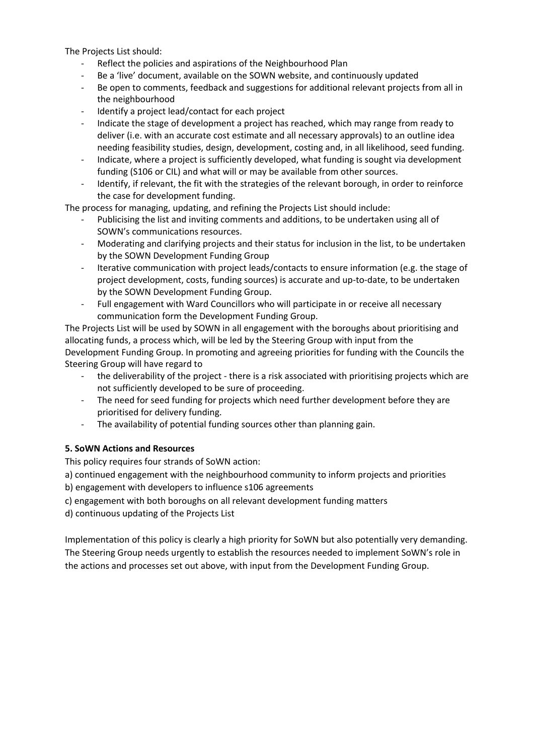The Projects List should:

- Reflect the policies and aspirations of the Neighbourhood Plan
- Be a 'live' document, available on the SOWN website, and continuously updated
- Be open to comments, feedback and suggestions for additional relevant projects from all in the neighbourhood
- Identify a project lead/contact for each project
- Indicate the stage of development a project has reached, which may range from ready to deliver (i.e. with an accurate cost estimate and all necessary approvals) to an outline idea needing feasibility studies, design, development, costing and, in all likelihood, seed funding.
- Indicate, where a project is sufficiently developed, what funding is sought via development funding (S106 or CIL) and what will or may be available from other sources.
- Identify, if relevant, the fit with the strategies of the relevant borough, in order to reinforce the case for development funding.

The process for managing, updating, and refining the Projects List should include:

- Publicising the list and inviting comments and additions, to be undertaken using all of SOWN's communications resources.
- Moderating and clarifying projects and their status for inclusion in the list, to be undertaken by the SOWN Development Funding Group
- Iterative communication with project leads/contacts to ensure information (e.g. the stage of project development, costs, funding sources) is accurate and up-to-date, to be undertaken by the SOWN Development Funding Group.
- Full engagement with Ward Councillors who will participate in or receive all necessary communication form the Development Funding Group.

The Projects List will be used by SOWN in all engagement with the boroughs about prioritising and allocating funds, a process which, will be led by the Steering Group with input from the Development Funding Group. In promoting and agreeing priorities for funding with the Councils the Steering Group will have regard to

- the deliverability of the project - there is a risk associated with prioritising projects which are not sufficiently developed to be sure of proceeding.
- The need for seed funding for projects which need further development before they are prioritised for delivery funding.
- The availability of potential funding sources other than planning gain.

**5. SoWN Actions and Resources**

This policy requires four strands of SoWN action:

a) continued engagement with the neighbourhood community to inform projects and priorities

b) engagement with developers to influence s106 agreements

c) engagement with both boroughs on all relevant development funding matters

d) continuous updating of the Projects List

Implementation of this policy is clearly a high priority for SoWN but also potentially very demanding. The Steering Group needs urgently to establish the resources needed to implement SoWN's role in the actions and processes set out above, with input from the Development Funding Group.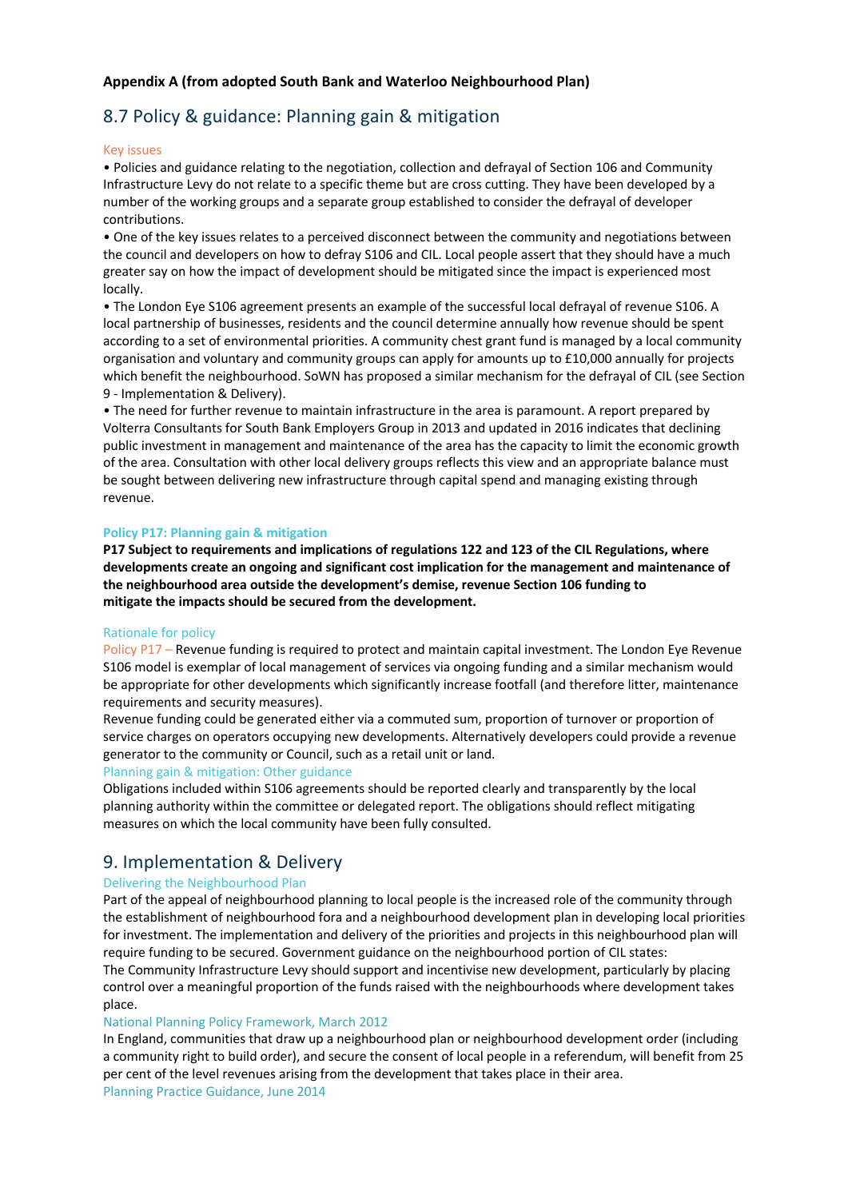**Appendix A (from adopted South Bank and Waterloo Neighbourhood Plan)**

## 8.7 Policy & guidance: Planning gain & mitigation

### Key issues

- Policies and guidance relating to the negotiation, collection and defrayal of Section 106 and Community Infrastructure Levy do not relate to a specific theme but are cross cutting. They have been developed by a number of the working groups and a separate group established to consider the defrayal of developer contributions.
- One of the key issues relates to a perceived disconnect between the community and negotiations between the council and developers on how to defray S106 and CIL. Local people assert that they should have a much greater say on how the impact of development should be mitigated since the impact is experienced most locally.
- The London Eye S106 agreement presents an example of the successful local defrayal of revenue S106. A local partnership of businesses, residents and the council determine annually how revenue should be spent according to a set of environmental priorities. A community chest grant fund is managed by a local community organisation and voluntary and community groups can apply for amounts up to £10,000 annually for projects which benefit the neighbourhood. SoWN has proposed a similar mechanism for the defrayal of CIL (see Section 9 - Implementation & Delivery).
- The need for further revenue to maintain infrastructure in the area is paramount. A report prepared by Volterra Consultants for South Bank Employers Group in 2013 and updated in 2016 indicates that declining public investment in management and maintenance of the area has the capacity to limit the economic growth of the area. Consultation with other local delivery groups reflects this view and an appropriate balance must be sought between delivering new infrastructure through capital spend and managing existing through revenue.

### Policy P17: Planning gain & mitigation

**P17 Subject to requirements and implications of regulations 122 and 123 of the CIL Regulations, where developments create an ongoing and significant cost implication for the management and maintenance of the neighbourhood area outside the development's demise, revenue Section 106 funding to mitigate the impacts should be secured from the development.**

### Rationale for policy

Policy P17 – Revenue funding is required to protect and maintain capital investment. The London Eye Revenue S106 model is exemplar of local management of services via ongoing funding and a similar mechanism would be appropriate for other developments which significantly increase footfall (and therefore litter, maintenance requirements and security measures).

Revenue funding could be generated either via a commuted sum, proportion of turnover or proportion of service charges on operators occupying new developments. Alternatively developers could provide a revenue generator to the community or Council, such as a retail unit or land.

### Planning gain & mitigation: Other guidance

Obligations included within S106 agreements should be reported clearly and transparently by the local planning authority within the committee or delegated report. The obligations should reflect mitigating measures on which the local community have been fully consulted.

## 9. Implementation & Delivery

### Delivering the Neighbourhood Plan

Part of the appeal of neighbourhood planning to local people is the increased role of the community through the establishment of neighbourhood fora and a neighbourhood development plan in developing local priorities for investment. The implementation and delivery of the priorities and projects in this neighbourhood plan will require funding to be secured. Government guidance on the neighbourhood portion of CIL states:

The Community Infrastructure Levy should support and incentivise new development, particularly by placing control over a meaningful proportion of the funds raised with the neighbourhoods where development takes place.

National Planning Policy Framework, March 2012

In England, communities that draw up a neighbourhood plan or neighbourhood development order (including a community right to build order), and secure the consent of local people in a referendum, will benefit from 25 per cent of the level revenues arising from the development that takes place in their area.

Planning Practice Guidance, June 2014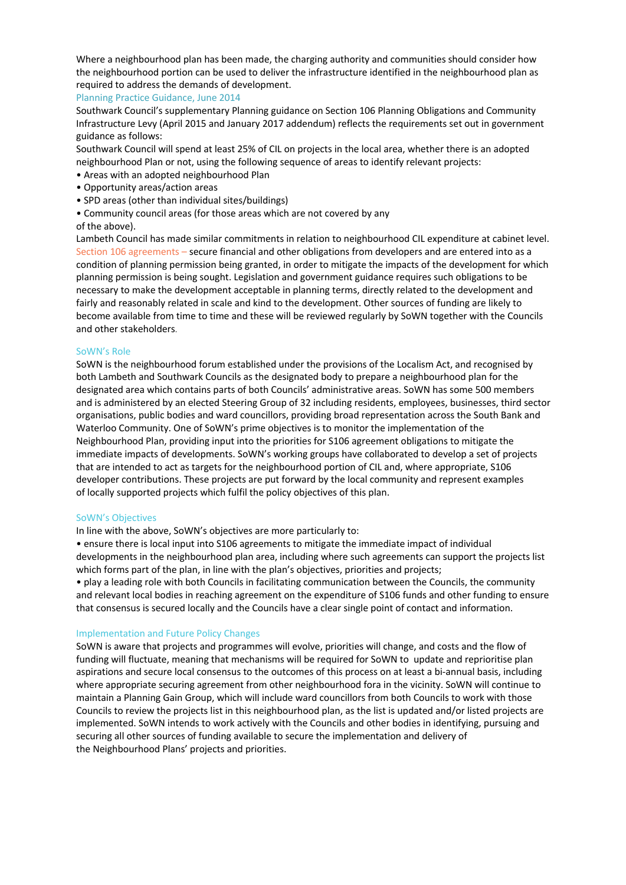Where a neighbourhood plan has been made, the charging authority and communities should consider how the neighbourhood portion can be used to deliver the infrastructure identified in the neighbourhood plan as required to address the demands of development.

Planning Practice Guidance, June 2014

Southwark Council's supplementary Planning guidance on Section 106 Planning Obligations and Community Infrastructure Levy (April 2015 and January 2017 addendum) reflects the requirements set out in government guidance as follows:

Southwark Council will spend at least 25% of CIL on projects in the local area, whether there is an adopted neighbourhood Plan or not, using the following sequence of areas to identify relevant projects:

- Areas with an adopted neighbourhood Plan
- Opportunity areas/action areas
- SPD areas (other than individual sites/buildings)
- Community council areas (for those areas which are not covered by any of the above).

Lambeth Council has made similar commitments in relation to neighbourhood CIL expenditure at cabinet level.

Section 106 agreements – secure financial and other obligations from developers and are entered into as a condition of planning permission being granted, in order to mitigate the impacts of the development for which planning permission is being sought. Legislation and government guidance requires such obligations to be necessary to make the development acceptable in planning terms, directly related to the development and fairly and reasonably related in scale and kind to the development. Other sources of funding are likely to become available from time to time and these will be reviewed regularly by SoWN together with the Councils and other stakeholders.

### SoWN's Role

SoWN is the neighbourhood forum established under the provisions of the Localism Act, and recognised by both Lambeth and Southwark Councils as the designated body to prepare a neighbourhood plan for the designated area which contains parts of both Councils' administrative areas. SoWN has some 500 members and is administered by an elected Steering Group of 32 including residents, employees, businesses, third sector organisations, public bodies and ward councillors, providing broad representation across the South Bank and Waterloo Community. One of SoWN's prime objectives is to monitor the implementation of the Neighbourhood Plan, providing input into the priorities for S106 agreement obligations to mitigate the immediate impacts of developments. SoWN's working groups have collaborated to develop a set of projects that are intended to act as targets for the neighbourhood portion of CIL and, where appropriate, S106 developer contributions. These projects are put forward by the local community and represent examples of locally supported projects which fulfil the policy objectives of this plan.

### SoWN's Objectives

In line with the above, SoWN's objectives are more particularly to:

- ensure there is local input into S106 agreements to mitigate the immediate impact of individual developments in the neighbourhood plan area, including where such agreements can support the projects list which forms part of the plan, in line with the plan's objectives, priorities and projects;
- play a leading role with both Councils in facilitating communication between the Councils, the community and relevant local bodies in reaching agreement on the expenditure of S106 funds and other funding to ensure that consensus is secured locally and the Councils have a clear single point of contact and information.

### Implementation and Future Policy Changes

SoWN is aware that projects and programmes will evolve, priorities will change, and costs and the flow of funding will fluctuate, meaning that mechanisms will be required for SoWN to update and reprioritise plan aspirations and secure local consensus to the outcomes of this process on at least a bi-annual basis, including where appropriate securing agreement from other neighbourhood fora in the vicinity. SoWN will continue to maintain a Planning Gain Group, which will include ward councillors from both Councils to work with those Councils to review the projects list in this neighbourhood plan, as the list is updated and/or listed projects are implemented. SoWN intends to work actively with the Councils and other bodies in identifying, pursuing and securing all other sources of funding available to secure the implementation and delivery of the Neighbourhood Plans' projects and priorities.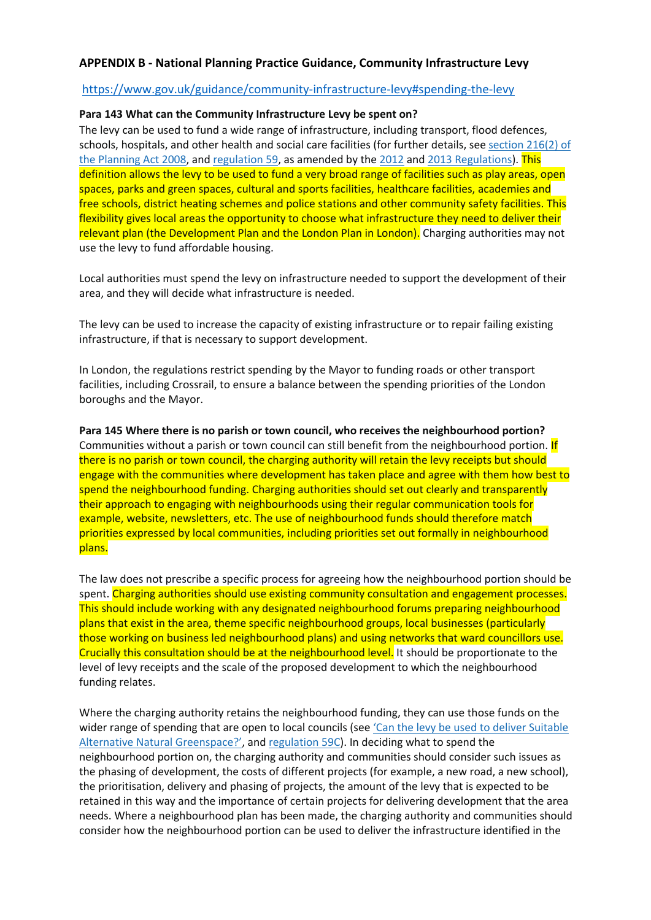## APPENDIX B - National Planning Practice Guidance, Community Infrastructure Levy

https://www.gov.uk/guidance/community-infrastructure-levy#spending-the-levy

**Para 143 What can the Community Infrastructure Levy be spent on?**

The levy can be used to fund a wide range of infrastructure, including transport, flood defences, schools, hospitals, and other health and social care facilities (for further details, see section 216(2) of the Planning Act 2008, and regulation 59, as amended by the 2012 and 2013 Regulations). This definition allows the levy to be used to fund a very broad range of facilities such as play areas, open spaces, parks and green spaces, cultural and sports facilities, healthcare facilities, academies and free schools, district heating schemes and police stations and other community safety facilities. This flexibility gives local areas the opportunity to choose what infrastructure they need to deliver their relevant plan (the Development Plan and the London Plan in London). Charging authorities may not use the levy to fund affordable housing.

Local authorities must spend the levy on infrastructure needed to support the development of their area, and they will decide what infrastructure is needed.

The levy can be used to increase the capacity of existing infrastructure or to repair failing existing infrastructure, if that is necessary to support development.

In London, the regulations restrict spending by the Mayor to funding roads or other transport facilities, including Crossrail, to ensure a balance between the spending priorities of the London boroughs and the Mayor.

**Para 145 Where there is no parish or town council, who receives the neighbourhood portion?**

Communities without a parish or town council can still benefit from the neighbourhood portion. If there is no parish or town council, the charging authority will retain the levy receipts but should engage with the communities where development has taken place and agree with them how best to spend the neighbourhood funding. Charging authorities should set out clearly and transparently their approach to engaging with neighbourhoods using their regular communication tools for example, website, newsletters, etc. The use of neighbourhood funds should therefore match priorities expressed by local communities, including priorities set out formally in neighbourhood plans.

The law does not prescribe a specific process for agreeing how the neighbourhood portion should be spent. Charging authorities should use existing community consultation and engagement processes. This should include working with any designated neighbourhood forums preparing neighbourhood plans that exist in the area, theme specific neighbourhood groups, local businesses (particularly those working on business led neighbourhood plans) and using networks that ward councillors use. Crucially this consultation should be at the neighbourhood level. It should be proportionate to the level of levy receipts and the scale of the proposed development to which the neighbourhood funding relates.

Where the charging authority retains the neighbourhood funding, they can use those funds on the wider range of spending that are open to local councils (see 'Can the levy be used to deliver Suitable Alternative Natural Greenspace?', and regulation 59C). In deciding what to spend the neighbourhood portion on, the charging authority and communities should consider such issues as the phasing of development, the costs of different projects (for example, a new road, a new school), the prioritisation, delivery and phasing of projects, the amount of the levy that is expected to be retained in this way and the importance of certain projects for delivering development that the area needs. Where a neighbourhood plan has been made, the charging authority and communities should consider how the neighbourhood portion can be used to deliver the infrastructure identified in the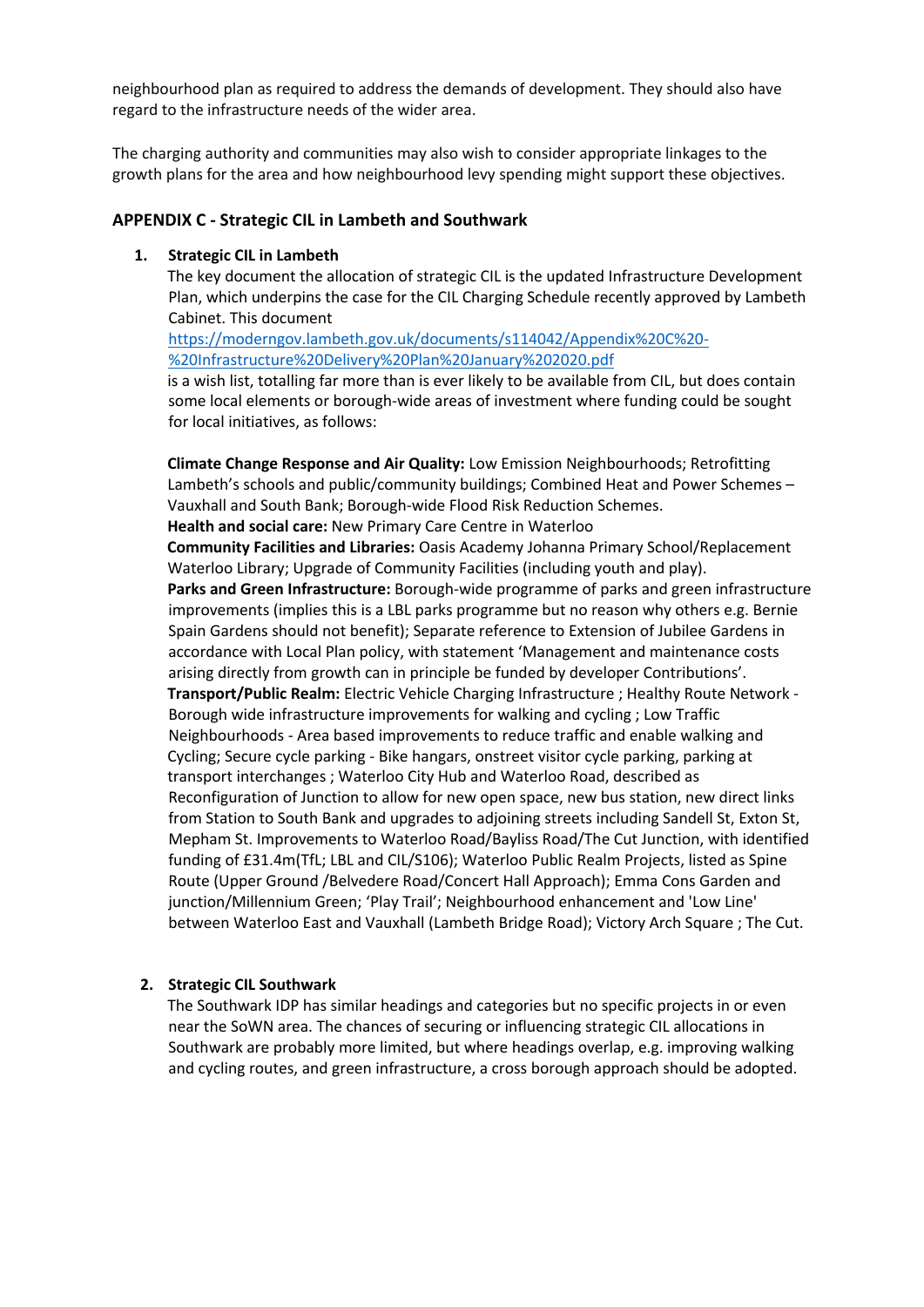neighbourhood plan as required to address the demands of development. They should also have regard to the infrastructure needs of the wider area.

The charging authority and communities may also wish to consider appropriate linkages to the growth plans for the area and how neighbourhood levy spending might support these objectives.

## APPENDIX C - Strategic CIL in Lambeth and Southwark

1. **Strategic CIL in Lambeth**

   The key document the allocation of strategic CIL is the updated Infrastructure Development Plan, which underpins the case for the CIL Charging Schedule recently approved by Lambeth Cabinet. This document [https://moderngov.lambeth.gov.uk/documents/s114042/Appendix%20C%20-%20Infrastructure%20Delivery%20Plan%20January%202020.pdf](https://moderngov.lambeth.gov.uk/documents/s114042/Appendix%20C%20-%20Infrastructure%20Delivery%20Plan%20January%202020.pdf) is a wish list, totalling far more than is ever likely to be available from CIL, but does contain some local elements or borough-wide areas of investment where funding could be sought for local initiatives, as follows:

   **Climate Change Response and Air Quality:** Low Emission Neighbourhoods; Retrofitting Lambeth's schools and public/community buildings; Combined Heat and Power Schemes – Vauxhall and South Bank; Borough-wide Flood Risk Reduction Schemes.
   **Health and social care:** New Primary Care Centre in Waterloo
   **Community Facilities and Libraries:** Oasis Academy Johanna Primary School/Replacement Waterloo Library; Upgrade of Community Facilities (including youth and play).
   **Parks and Green Infrastructure:** Borough-wide programme of parks and green infrastructure improvements (implies this is a LBL parks programme but no reason why others e.g. Bernie Spain Gardens should not benefit); Separate reference to Extension of Jubilee Gardens in accordance with Local Plan policy, with statement 'Management and maintenance costs arising directly from growth can in principle be funded by developer Contributions'.
   **Transport/Public Realm:** Electric Vehicle Charging Infrastructure ; Healthy Route Network - Borough wide infrastructure improvements for walking and cycling ; Low Traffic Neighbourhoods - Area based improvements to reduce traffic and enable walking and Cycling; Secure cycle parking - Bike hangars, onstreet visitor cycle parking, parking at transport interchanges ; Waterloo City Hub and Waterloo Road, described as Reconfiguration of Junction to allow for new open space, new bus station, new direct links from Station to South Bank and upgrades to adjoining streets including Sandell St, Exton St, Mepham St. Improvements to Waterloo Road/Bayliss Road/The Cut Junction, with identified funding of £31.4m(TfL; LBL and CIL/S106); Waterloo Public Realm Projects, listed as Spine Route (Upper Ground /Belvedere Road/Concert Hall Approach); Emma Cons Garden and junction/Millennium Green; 'Play Trail'; Neighbourhood enhancement and 'Low Line' between Waterloo East and Vauxhall (Lambeth Bridge Road); Victory Arch Square ; The Cut.

2. **Strategic CIL Southwark**

   The Southwark IDP has similar headings and categories but no specific projects in or even near the SoWN area. The chances of securing or influencing strategic CIL allocations in Southwark are probably more limited, but where headings overlap, e.g. improving walking and cycling routes, and green infrastructure, a cross borough approach should be adopted.